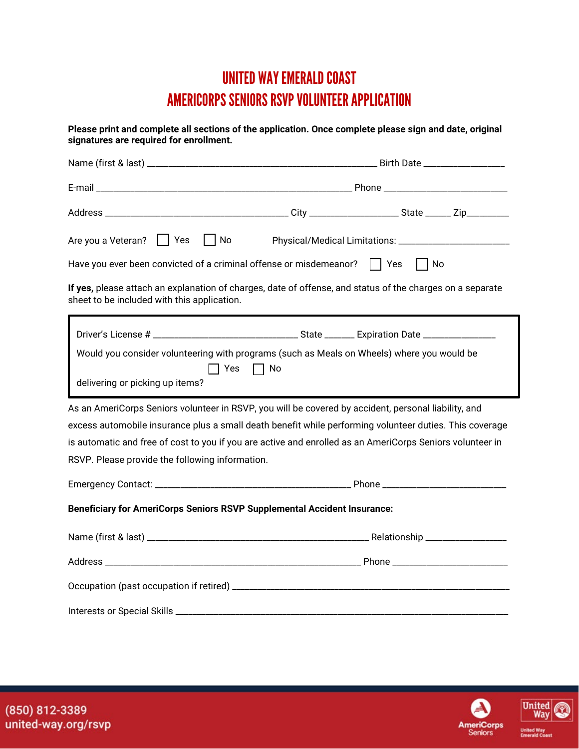# UNITED WAY EMERALD COAST

# AMERICORPS SENIORS RSVP VOLUNTEER APPLICATION

**Please print and complete all sections of the application. Once complete please sign and date, original signatures are required for enrollment.**

Name (first & last) ______________________________________________ Birth Date ________________

E-mail ____________________________________________________ Phone _________________________

Address _____________________________________ City _________________ State _____ Zip_________

Are you a Veteran? ☐ Yes ☐ No Physical/Medical Limitations: ______________________

Have you ever been convicted of a criminal offense or misdemeanor? ☐ Yes ☐ No

**If yes,** please attach an explanation of charges, date of offense, and status of the charges on a separate sheet to be included with this application.

Driver's License # _____________________________ State ______ Expiration Date _______________

Would you consider volunteering with programs (such as Meals on Wheels) where you would be delivering or picking up items? ☐ Yes ☐ No

As an AmeriCorps Seniors volunteer in RSVP, you will be covered by accident, personal liability, and excess automobile insurance plus a small death benefit while performing volunteer duties. This coverage is automatic and free of cost to you if you are active and enrolled as an AmeriCorps Seniors volunteer in RSVP. Please provide the following information.

Emergency Contact: _______________________________________ Phone __________________________

**Beneficiary for AmeriCorps Seniors RSVP Supplemental Accident Insurance:**

Name (first & last) _____________________________________________ Relationship _________________

Address ____________________________________________________ Phone ________________________

Occupation (past occupation if retired) _________________________________________________________

Interests or Special Skills __________________________________________________________________

(850) 812-3389
united-way.org/rsvp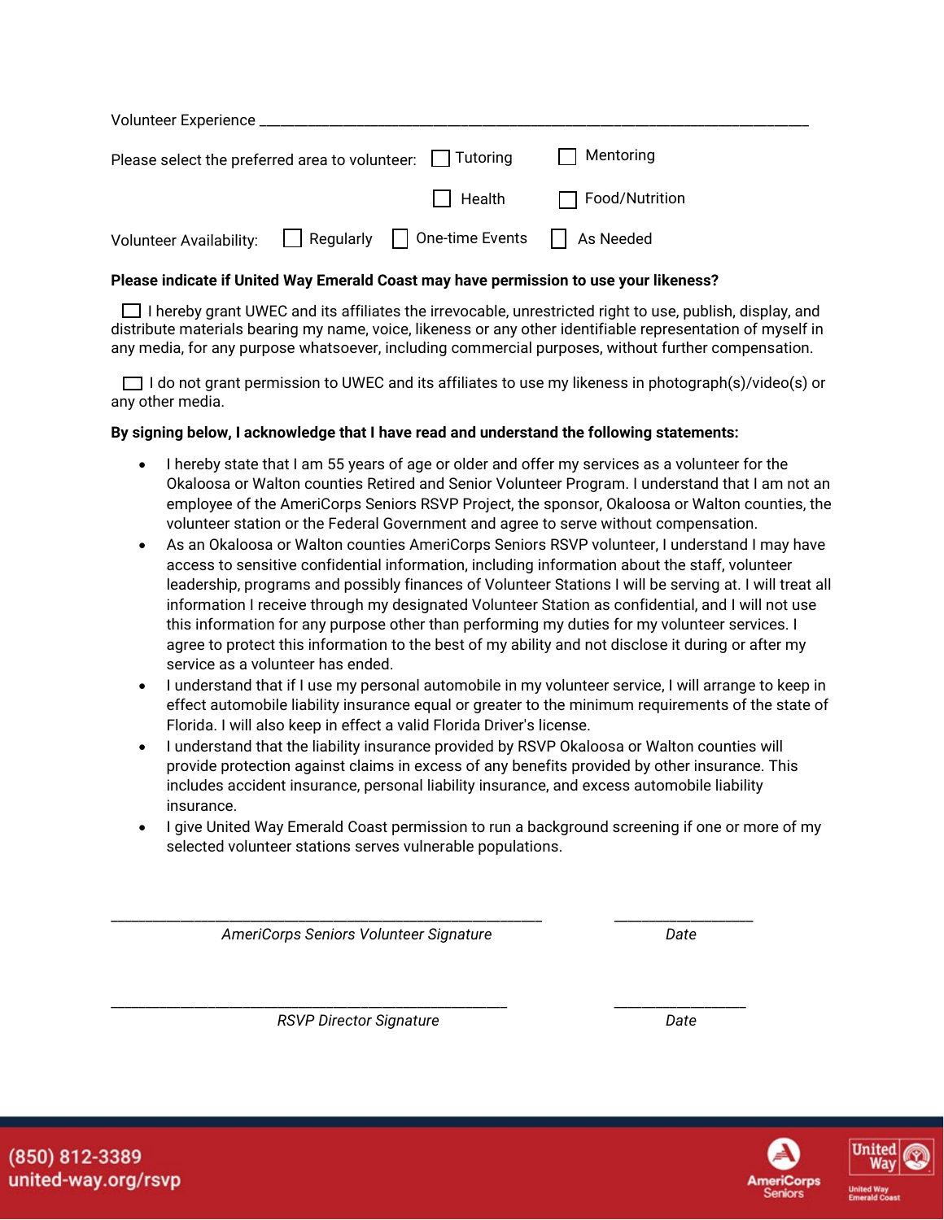Volunteer Experience ____________________________________________________________________________

Please select the preferred area to volunteer: ☐ Tutoring ☐ Mentoring ☐ Health ☐ Food/Nutrition

Volunteer Availability: ☐ Regularly ☐ One-time Events ☐ As Needed

**Please indicate if United Way Emerald Coast may have permission to use your likeness?**

☐ I hereby grant UWEC and its affiliates the irrevocable, unrestricted right to use, publish, display, and distribute materials bearing my name, voice, likeness or any other identifiable representation of myself in any media, for any purpose whatsoever, including commercial purposes, without further compensation.

☐ I do not grant permission to UWEC and its affiliates to use my likeness in photograph(s)/video(s) or any other media.

**By signing below, I acknowledge that I have read and understand the following statements:**

- I hereby state that I am 55 years of age or older and offer my services as a volunteer for the Okaloosa or Walton counties Retired and Senior Volunteer Program. I understand that I am not an employee of the AmeriCorps Seniors RSVP Project, the sponsor, Okaloosa or Walton counties, the volunteer station or the Federal Government and agree to serve without compensation.
- As an Okaloosa or Walton counties AmeriCorps Seniors RSVP volunteer, I understand I may have access to sensitive confidential information, including information about the staff, volunteer leadership, programs and possibly finances of Volunteer Stations I will be serving at. I will treat all information I receive through my designated Volunteer Station as confidential, and I will not use this information for any purpose other than performing my duties for my volunteer services. I agree to protect this information to the best of my ability and not disclose it during or after my service as a volunteer has ended.
- I understand that if I use my personal automobile in my volunteer service, I will arrange to keep in effect automobile liability insurance equal or greater to the minimum requirements of the state of Florida. I will also keep in effect a valid Florida Driver's license.
- I understand that the liability insurance provided by RSVP Okaloosa or Walton counties will provide protection against claims in excess of any benefits provided by other insurance. This includes accident insurance, personal liability insurance, and excess automobile liability insurance.
- I give United Way Emerald Coast permission to run a background screening if one or more of my selected volunteer stations serves vulnerable populations.

_______________________________________________ ________________

*AmeriCorps Seniors Volunteer Signature* *Date*

_______________________________________________ ________________

*RSVP Director Signature* *Date*

(850) 812-3389
united-way.org/rsvp

AmeriCorps Seniors

United Way Emerald Coast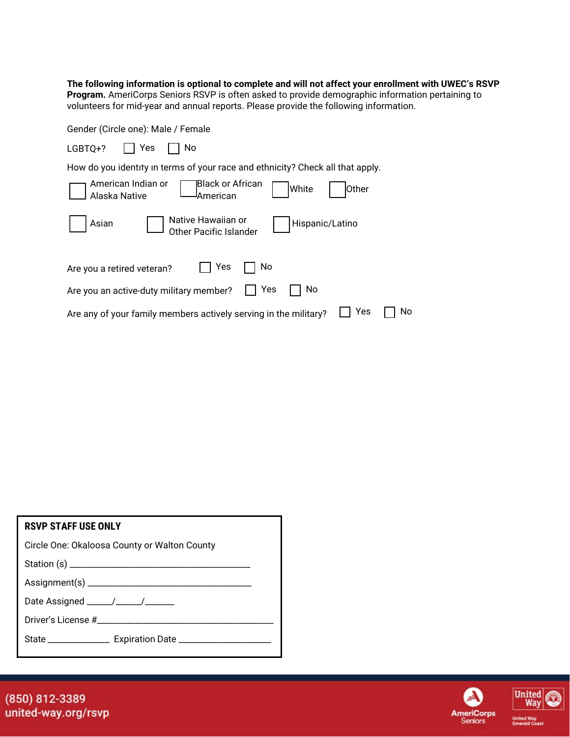**The following information is optional to complete and will not affect your enrollment with UWEC's RSVP Program.** AmeriCorps Seniors RSVP is often asked to provide demographic information pertaining to volunteers for mid-year and annual reports. Please provide the following information.

Gender (Circle one): Male / Female

LGBTQ+? ☐ Yes ☐ No

How do you identity in terms of your race and ethnicity? Check all that apply.

☐ American Indian or Alaska Native ☐ Black or African American ☐ White ☐ Other

☐ Asian ☐ Native Hawaiian or Other Pacific Islander ☐ Hispanic/Latino

Are you a retired veteran? ☐ Yes ☐ No

Are you an active-duty military member? ☐ Yes ☐ No

Are any of your family members actively serving in the military? ☐ Yes ☐ No

**RSVP STAFF USE ONLY**

Circle One: Okaloosa County or Walton County

Station (s) ______________________________________

Assignment(s) ___________________________________

Date Assigned _____/_____/______

Driver's License #_____________________________________

State ____________ Expiration Date ___________________

(850) 812-3389
united-way.org/rsvp

AmeriCorps Seniors

United Way Emerald Coast